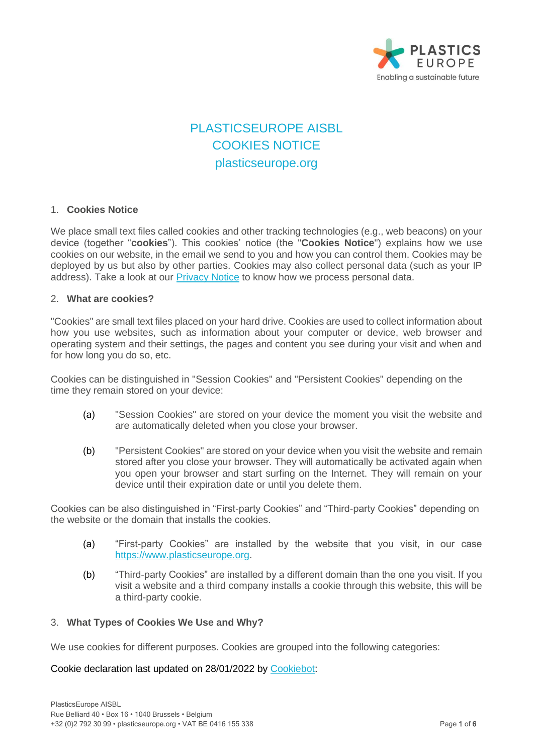# PLASTICSEUROPE AISBL
# COOKIES NOTICE
# plasticseurope.org

## 1. Cookies Notice

We place small text files called cookies and other tracking technologies (e.g., web beacons) on your device (together "**cookies**"). This cookies' notice (the "**Cookies Notice**") explains how we use cookies on our website, in the email we send to you and how you can control them. Cookies may be deployed by us but also by other parties. Cookies may also collect personal data (such as your IP address). Take a look at our [Privacy Notice](#) to know how we process personal data.

## 2. What are cookies?

"Cookies" are small text files placed on your hard drive. Cookies are used to collect information about how you use websites, such as information about your computer or device, web browser and operating system and their settings, the pages and content you see during your visit and when and for how long you do so, etc.

Cookies can be distinguished in "Session Cookies" and "Persistent Cookies" depending on the time they remain stored on your device:

(a) "Session Cookies" are stored on your device the moment you visit the website and are automatically deleted when you close your browser.

(b) "Persistent Cookies" are stored on your device when you visit the website and remain stored after you close your browser. They will automatically be activated again when you open your browser and start surfing on the Internet. They will remain on your device until their expiration date or until you delete them.

Cookies can be also distinguished in "First-party Cookies" and "Third-party Cookies" depending on the website or the domain that installs the cookies.

(a) "First-party Cookies" are installed by the website that you visit, in our case [https://www.plasticseurope.org](https://www.plasticseurope.org).

(b) "Third-party Cookies" are installed by a different domain than the one you visit. If you visit a website and a third company installs a cookie through this website, this will be a third-party cookie.

## 3. What Types of Cookies We Use and Why?

We use cookies for different purposes. Cookies are grouped into the following categories:

Cookie declaration last updated on 28/01/2022 by [Cookiebot](#):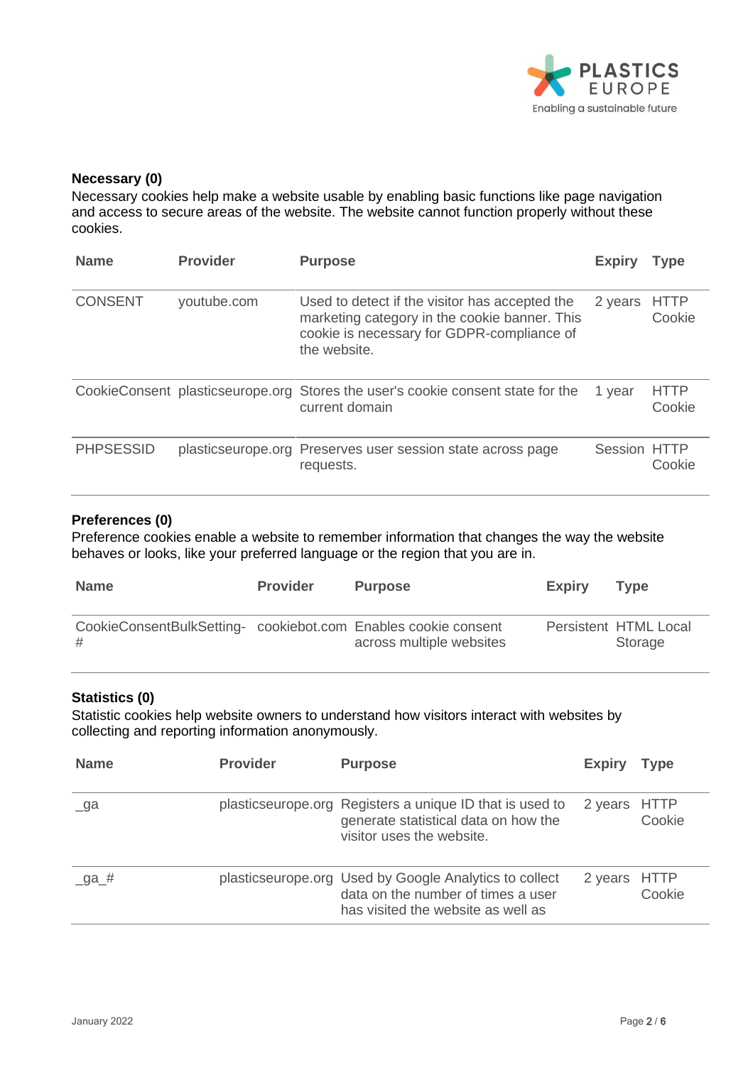**Necessary (0)**

Necessary cookies help make a website usable by enabling basic functions like page navigation and access to secure areas of the website. The website cannot function properly without these cookies.

| Name | Provider | Purpose | Expiry | Type |
|---|---|---|---|---|
| CONSENT | youtube.com | Used to detect if the visitor has accepted the marketing category in the cookie banner. This cookie is necessary for GDPR-compliance of the website. | 2 years | HTTP Cookie |
| CookieConsent | plasticseurope.org | Stores the user's cookie consent state for the current domain | 1 year | HTTP Cookie |
| PHPSESSID | plasticseurope.org | Preserves user session state across page requests. | Session | HTTP Cookie |

**Preferences (0)**

Preference cookies enable a website to remember information that changes the way the website behaves or looks, like your preferred language or the region that you are in.

| Name | Provider | Purpose | Expiry | Type |
|---|---|---|---|---|
| CookieConsentBulkSetting-# | cookiebot.com | Enables cookie consent across multiple websites | Persistent | HTML Local Storage |

**Statistics (0)**

Statistic cookies help website owners to understand how visitors interact with websites by collecting and reporting information anonymously.

| Name | Provider | Purpose | Expiry | Type |
|---|---|---|---|---|
| _ga | plasticseurope.org | Registers a unique ID that is used to generate statistical data on how the visitor uses the website. | 2 years | HTTP Cookie |
| _ga_# | plasticseurope.org | Used by Google Analytics to collect data on the number of times a user has visited the website as well as | 2 years | HTTP Cookie |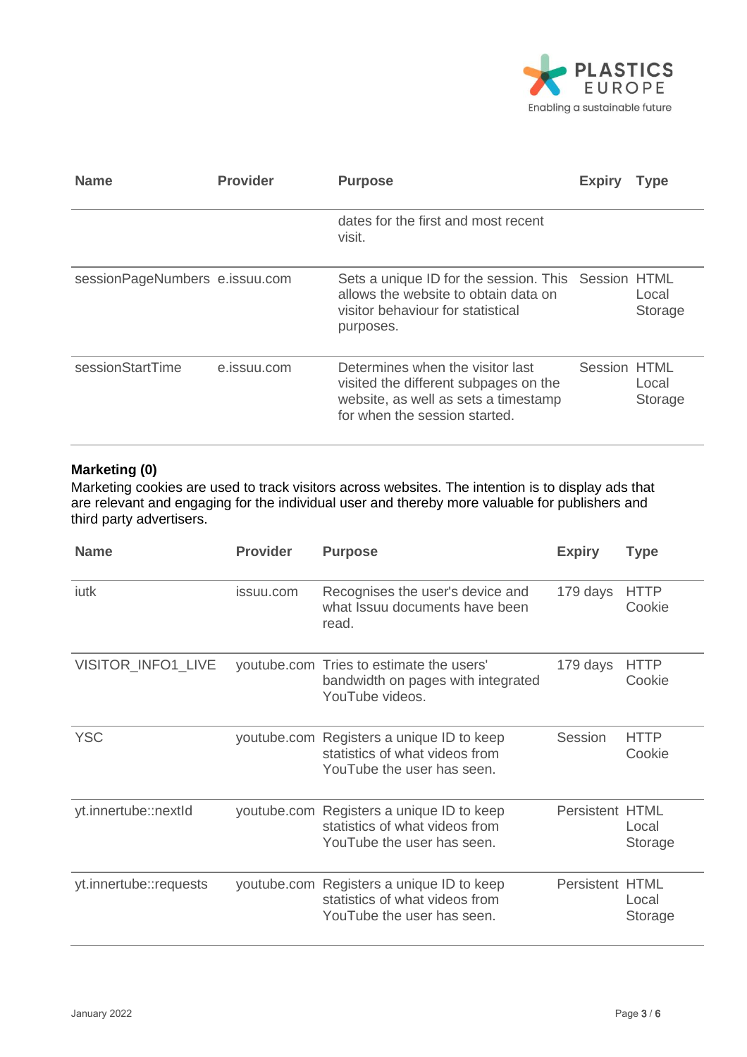| Name | Provider | Purpose | Expiry | Type |
|---|---|---|---|---|
| | | dates for the first and most recent visit. | | |
| sessionPageNumbers | e.issuu.com | Sets a unique ID for the session. This allows the website to obtain data on visitor behaviour for statistical purposes. | Session | HTML Local Storage |
| sessionStartTime | e.issuu.com | Determines when the visitor last visited the different subpages on the website, as well as sets a timestamp for when the session started. | Session | HTML Local Storage |

**Marketing (0)**

Marketing cookies are used to track visitors across websites. The intention is to display ads that are relevant and engaging for the individual user and thereby more valuable for publishers and third party advertisers.

| Name | Provider | Purpose | Expiry | Type |
|---|---|---|---|---|
| iutk | issuu.com | Recognises the user's device and what Issuu documents have been read. | 179 days | HTTP Cookie |
| VISITOR_INFO1_LIVE | youtube.com | Tries to estimate the users' bandwidth on pages with integrated YouTube videos. | 179 days | HTTP Cookie |
| YSC | youtube.com | Registers a unique ID to keep statistics of what videos from YouTube the user has seen. | Session | HTTP Cookie |
| yt.innertube::nextId | youtube.com | Registers a unique ID to keep statistics of what videos from YouTube the user has seen. | Persistent | HTML Local Storage |
| yt.innertube::requests | youtube.com | Registers a unique ID to keep statistics of what videos from YouTube the user has seen. | Persistent | HTML Local Storage |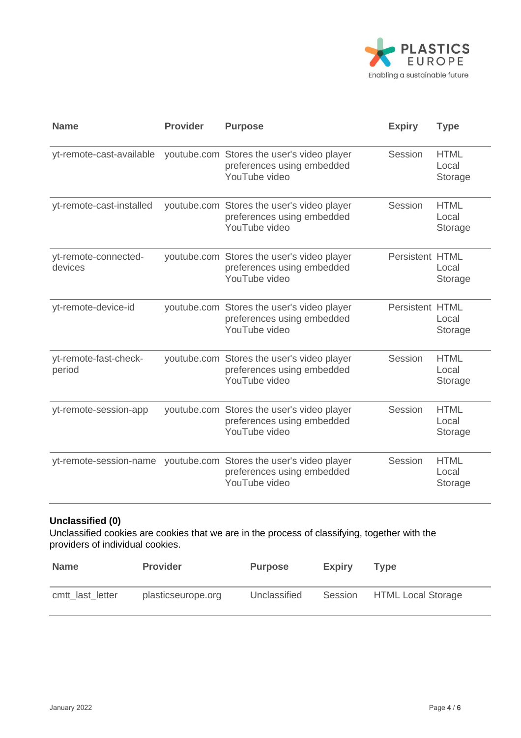| Name | Provider | Purpose | Expiry | Type |
|---|---|---|---|---|
| yt-remote-cast-available | youtube.com | Stores the user's video player preferences using embedded YouTube video | Session | HTML Local Storage |
| yt-remote-cast-installed | youtube.com | Stores the user's video player preferences using embedded YouTube video | Session | HTML Local Storage |
| yt-remote-connected-devices | youtube.com | Stores the user's video player preferences using embedded YouTube video | Persistent | HTML Local Storage |
| yt-remote-device-id | youtube.com | Stores the user's video player preferences using embedded YouTube video | Persistent | HTML Local Storage |
| yt-remote-fast-check-period | youtube.com | Stores the user's video player preferences using embedded YouTube video | Session | HTML Local Storage |
| yt-remote-session-app | youtube.com | Stores the user's video player preferences using embedded YouTube video | Session | HTML Local Storage |
| yt-remote-session-name | youtube.com | Stores the user's video player preferences using embedded YouTube video | Session | HTML Local Storage |

**Unclassified (0)**

Unclassified cookies are cookies that we are in the process of classifying, together with the providers of individual cookies.

| Name | Provider | Purpose | Expiry | Type |
|---|---|---|---|---|
| cmtt_last_letter | plasticseurope.org | Unclassified | Session | HTML Local Storage |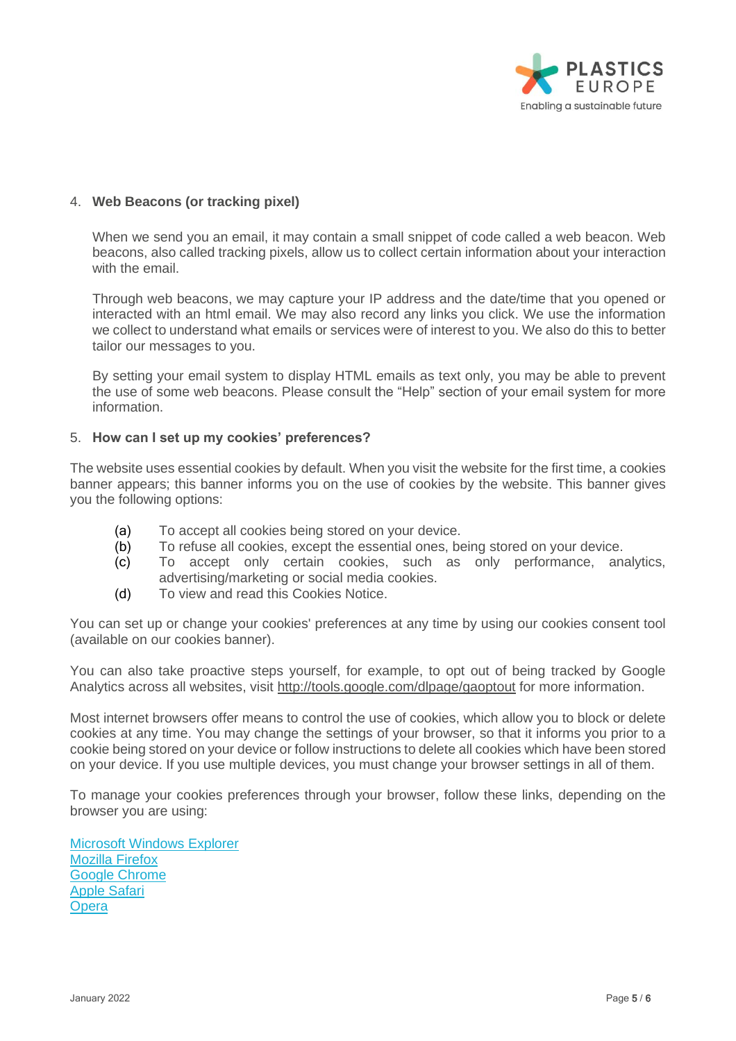## 4. Web Beacons (or tracking pixel)

When we send you an email, it may contain a small snippet of code called a web beacon. Web beacons, also called tracking pixels, allow us to collect certain information about your interaction with the email.

Through web beacons, we may capture your IP address and the date/time that you opened or interacted with an html email. We may also record any links you click. We use the information we collect to understand what emails or services were of interest to you. We also do this to better tailor our messages to you.

By setting your email system to display HTML emails as text only, you may be able to prevent the use of some web beacons. Please consult the "Help" section of your email system for more information.

## 5. How can I set up my cookies' preferences?

The website uses essential cookies by default. When you visit the website for the first time, a cookies banner appears; this banner informs you on the use of cookies by the website. This banner gives you the following options:

- (a) To accept all cookies being stored on your device.
- (b) To refuse all cookies, except the essential ones, being stored on your device.
- (c) To accept only certain cookies, such as only performance, analytics, advertising/marketing or social media cookies.
- (d) To view and read this Cookies Notice.

You can set up or change your cookies' preferences at any time by using our cookies consent tool (available on our cookies banner).

You can also take proactive steps yourself, for example, to opt out of being tracked by Google Analytics across all websites, visit http://tools.google.com/dlpage/gaoptout for more information.

Most internet browsers offer means to control the use of cookies, which allow you to block or delete cookies at any time. You may change the settings of your browser, so that it informs you prior to a cookie being stored on your device or follow instructions to delete all cookies which have been stored on your device. If you use multiple devices, you must change your browser settings in all of them.

To manage your cookies preferences through your browser, follow these links, depending on the browser you are using:

Microsoft Windows Explorer
Mozilla Firefox
Google Chrome
Apple Safari
Opera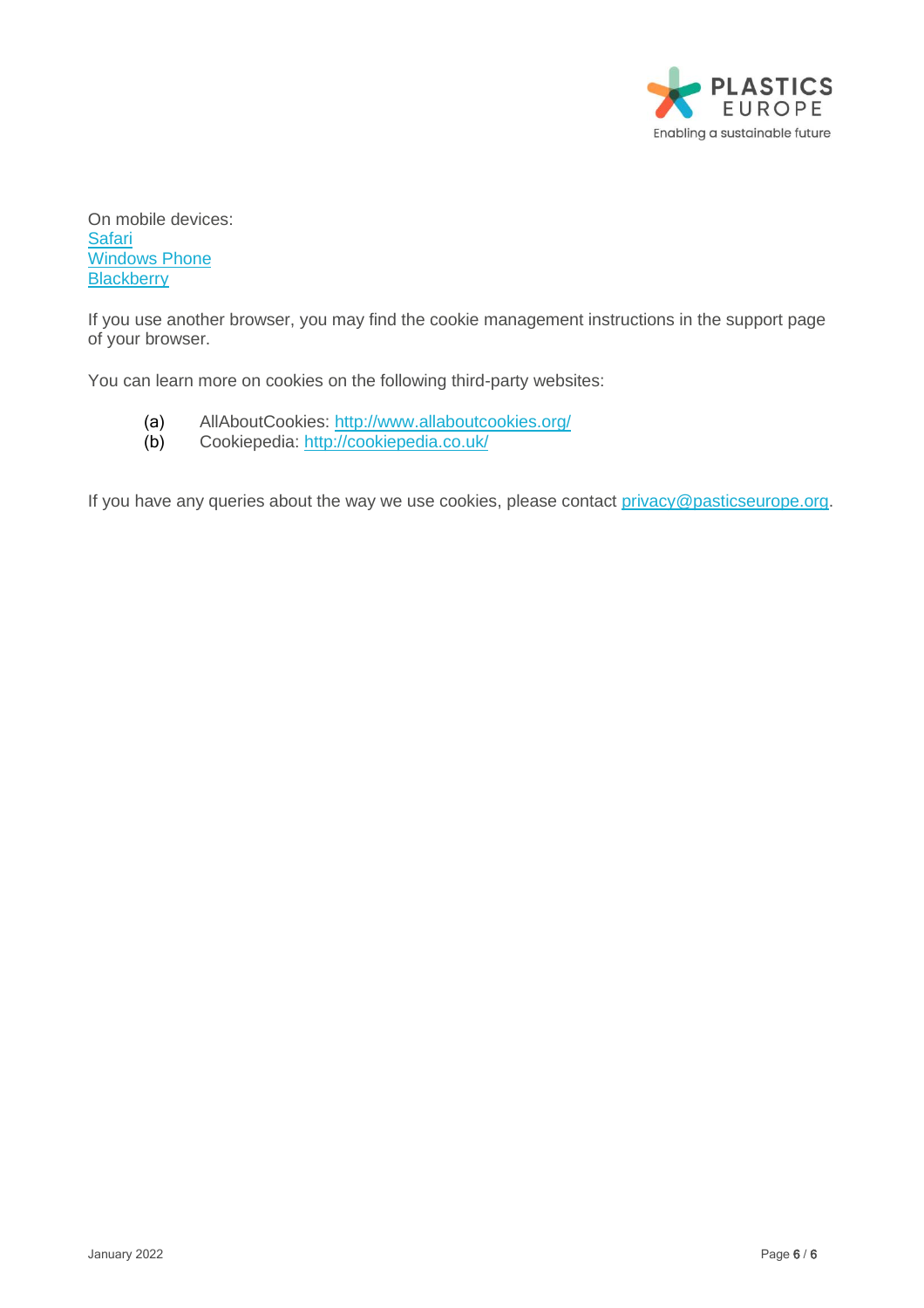On mobile devices:
Safari
Windows Phone
Blackberry

If you use another browser, you may find the cookie management instructions in the support page of your browser.

You can learn more on cookies on the following third-party websites:

(a) AllAboutCookies: http://www.allaboutcookies.org/
(b) Cookiepedia: http://cookiepedia.co.uk/

If you have any queries about the way we use cookies, please contact privacy@pasticseurope.org.